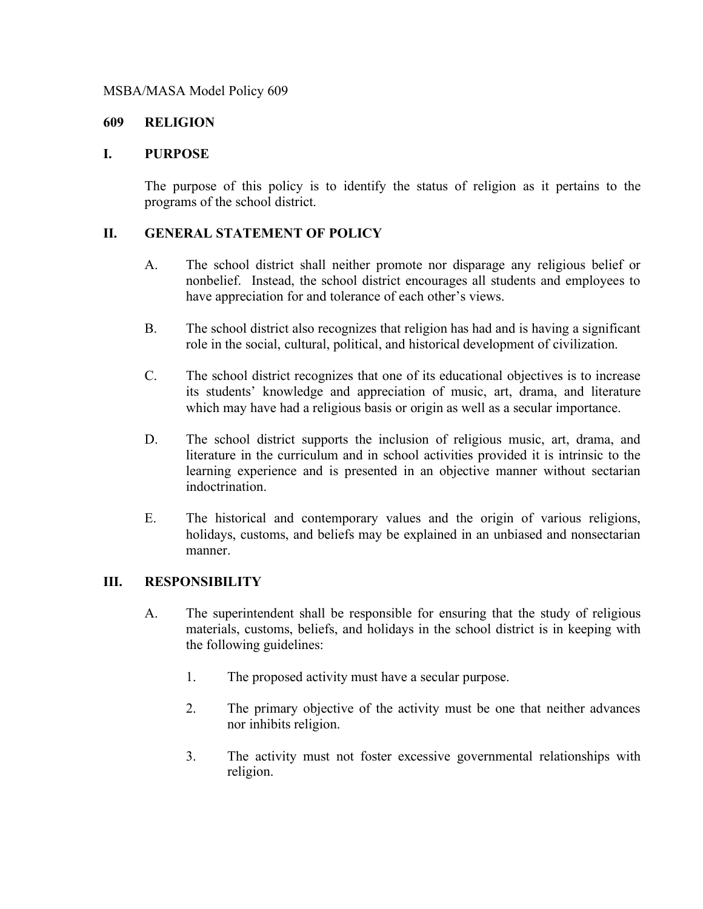MSBA/MASA Model Policy 609

# 609 RELIGION

## I. PURPOSE

The purpose of this policy is to identify the status of religion as it pertains to the programs of the school district.

## II. GENERAL STATEMENT OF POLICY

A. The school district shall neither promote nor disparage any religious belief or nonbelief. Instead, the school district encourages all students and employees to have appreciation for and tolerance of each other's views.

B. The school district also recognizes that religion has had and is having a significant role in the social, cultural, political, and historical development of civilization.

C. The school district recognizes that one of its educational objectives is to increase its students' knowledge and appreciation of music, art, drama, and literature which may have had a religious basis or origin as well as a secular importance.

D. The school district supports the inclusion of religious music, art, drama, and literature in the curriculum and in school activities provided it is intrinsic to the learning experience and is presented in an objective manner without sectarian indoctrination.

E. The historical and contemporary values and the origin of various religions, holidays, customs, and beliefs may be explained in an unbiased and nonsectarian manner.

## III. RESPONSIBILITY

A. The superintendent shall be responsible for ensuring that the study of religious materials, customs, beliefs, and holidays in the school district is in keeping with the following guidelines:

1. The proposed activity must have a secular purpose.

2. The primary objective of the activity must be one that neither advances nor inhibits religion.

3. The activity must not foster excessive governmental relationships with religion.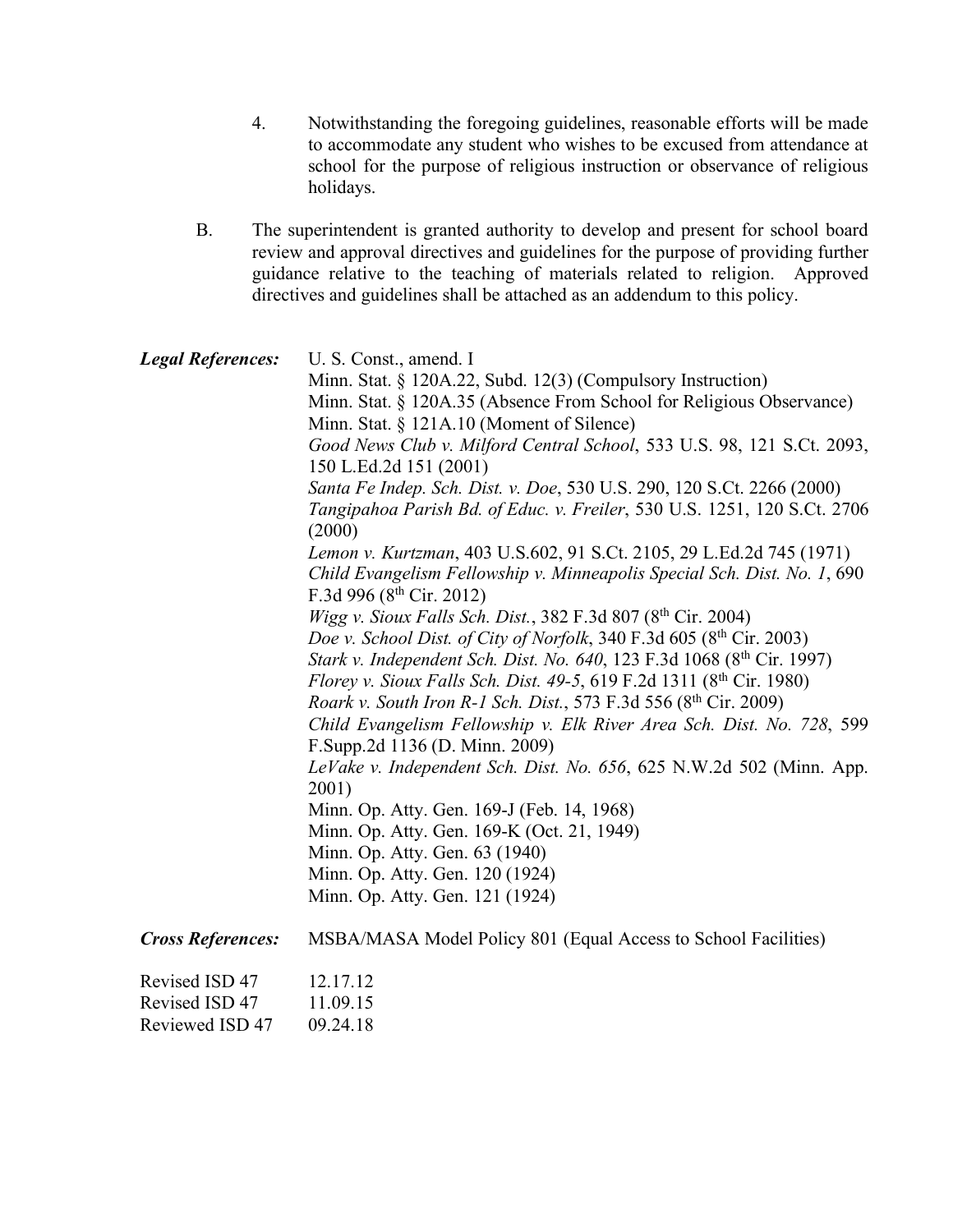4. Notwithstanding the foregoing guidelines, reasonable efforts will be made to accommodate any student who wishes to be excused from attendance at school for the purpose of religious instruction or observance of religious holidays.

B. The superintendent is granted authority to develop and present for school board review and approval directives and guidelines for the purpose of providing further guidance relative to the teaching of materials related to religion. Approved directives and guidelines shall be attached as an addendum to this policy.

***Legal References:***

U. S. Const., amend. I
Minn. Stat. § 120A.22, Subd. 12(3) (Compulsory Instruction)
Minn. Stat. § 120A.35 (Absence From School for Religious Observance)
Minn. Stat. § 121A.10 (Moment of Silence)
*Good News Club v. Milford Central School*, 533 U.S. 98, 121 S.Ct. 2093, 150 L.Ed.2d 151 (2001)
*Santa Fe Indep. Sch. Dist. v. Doe*, 530 U.S. 290, 120 S.Ct. 2266 (2000)
*Tangipahoa Parish Bd. of Educ. v. Freiler*, 530 U.S. 1251, 120 S.Ct. 2706 (2000)
*Lemon v. Kurtzman*, 403 U.S.602, 91 S.Ct. 2105, 29 L.Ed.2d 745 (1971)
*Child Evangelism Fellowship v. Minneapolis Special Sch. Dist. No. 1*, 690 F.3d 996 (8th Cir. 2012)
*Wigg v. Sioux Falls Sch. Dist.*, 382 F.3d 807 (8th Cir. 2004)
*Doe v. School Dist. of City of Norfolk*, 340 F.3d 605 (8th Cir. 2003)
*Stark v. Independent Sch. Dist. No. 640*, 123 F.3d 1068 (8th Cir. 1997)
*Florey v. Sioux Falls Sch. Dist. 49-5*, 619 F.2d 1311 (8th Cir. 1980)
*Roark v. South Iron R-1 Sch. Dist.*, 573 F.3d 556 (8th Cir. 2009)
*Child Evangelism Fellowship v. Elk River Area Sch. Dist. No. 728*, 599 F.Supp.2d 1136 (D. Minn. 2009)
*LeVake v. Independent Sch. Dist. No. 656*, 625 N.W.2d 502 (Minn. App. 2001)
Minn. Op. Atty. Gen. 169-J (Feb. 14, 1968)
Minn. Op. Atty. Gen. 169-K (Oct. 21, 1949)
Minn. Op. Atty. Gen. 63 (1940)
Minn. Op. Atty. Gen. 120 (1924)
Minn. Op. Atty. Gen. 121 (1924)

***Cross References:*** MSBA/MASA Model Policy 801 (Equal Access to School Facilities)

Revised ISD 47 12.17.12
Revised ISD 47 11.09.15
Reviewed ISD 47 09.24.18